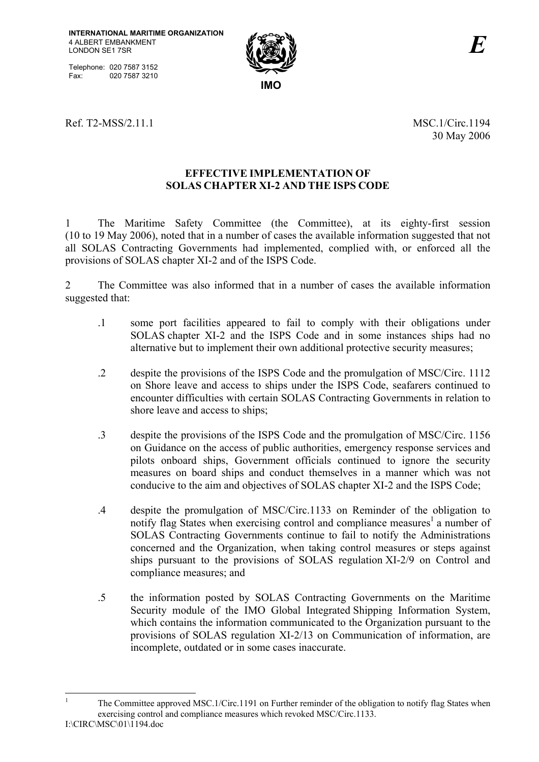**INTERNATIONAL MARITIME ORGANIZATION**
4 ALBERT EMBANKMENT
LONDON SE1 7SR

Telephone: 020 7587 3152
Fax: 020 7587 3210

**IMO**

*E*

Ref. T2-MSS/2.11.1

MSC.1/Circ.1194
30 May 2006

## EFFECTIVE IMPLEMENTATION OF SOLAS CHAPTER XI-2 AND THE ISPS CODE

1 The Maritime Safety Committee (the Committee), at its eighty-first session (10 to 19 May 2006), noted that in a number of cases the available information suggested that not all SOLAS Contracting Governments had implemented, complied with, or enforced all the provisions of SOLAS chapter XI-2 and of the ISPS Code.

2 The Committee was also informed that in a number of cases the available information suggested that:

.1 some port facilities appeared to fail to comply with their obligations under SOLAS chapter XI-2 and the ISPS Code and in some instances ships had no alternative but to implement their own additional protective security measures;

.2 despite the provisions of the ISPS Code and the promulgation of MSC/Circ. 1112 on Shore leave and access to ships under the ISPS Code, seafarers continued to encounter difficulties with certain SOLAS Contracting Governments in relation to shore leave and access to ships;

.3 despite the provisions of the ISPS Code and the promulgation of MSC/Circ. 1156 on Guidance on the access of public authorities, emergency response services and pilots onboard ships, Government officials continued to ignore the security measures on board ships and conduct themselves in a manner which was not conducive to the aim and objectives of SOLAS chapter XI-2 and the ISPS Code;

.4 despite the promulgation of MSC/Circ.1133 on Reminder of the obligation to notify flag States when exercising control and compliance measures[1] a number of SOLAS Contracting Governments continue to fail to notify the Administrations concerned and the Organization, when taking control measures or steps against ships pursuant to the provisions of SOLAS regulation XI-2/9 on Control and compliance measures; and

.5 the information posted by SOLAS Contracting Governments on the Maritime Security module of the IMO Global Integrated Shipping Information System, which contains the information communicated to the Organization pursuant to the provisions of SOLAS regulation XI-2/13 on Communication of information, are incomplete, outdated or in some cases inaccurate.

[1] The Committee approved MSC.1/Circ.1191 on Further reminder of the obligation to notify flag States when exercising control and compliance measures which revoked MSC/Circ.1133.

I:\CIRC\MSC\01\1194.doc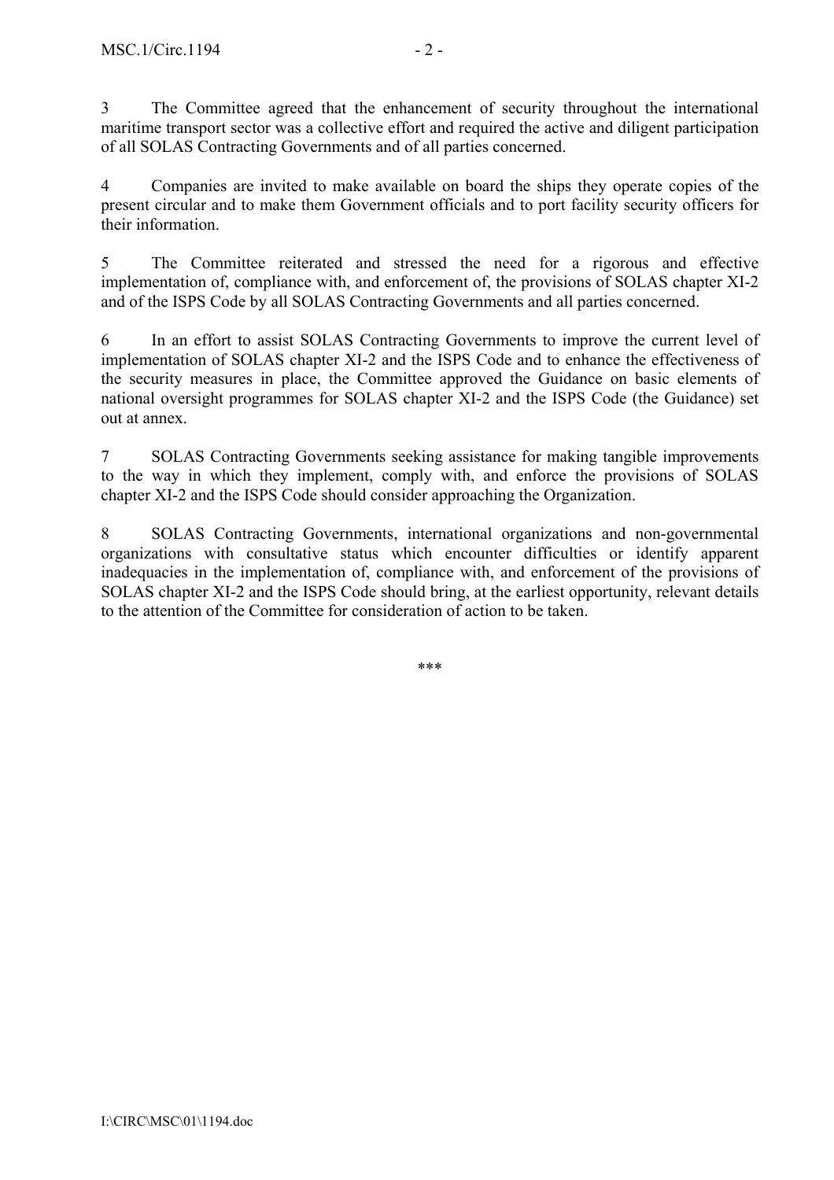3 The Committee agreed that the enhancement of security throughout the international maritime transport sector was a collective effort and required the active and diligent participation of all SOLAS Contracting Governments and of all parties concerned.

4 Companies are invited to make available on board the ships they operate copies of the present circular and to make them Government officials and to port facility security officers for their information.

5 The Committee reiterated and stressed the need for a rigorous and effective implementation of, compliance with, and enforcement of, the provisions of SOLAS chapter XI-2 and of the ISPS Code by all SOLAS Contracting Governments and all parties concerned.

6 In an effort to assist SOLAS Contracting Governments to improve the current level of implementation of SOLAS chapter XI-2 and the ISPS Code and to enhance the effectiveness of the security measures in place, the Committee approved the Guidance on basic elements of national oversight programmes for SOLAS chapter XI-2 and the ISPS Code (the Guidance) set out at annex.

7 SOLAS Contracting Governments seeking assistance for making tangible improvements to the way in which they implement, comply with, and enforce the provisions of SOLAS chapter XI-2 and the ISPS Code should consider approaching the Organization.

8 SOLAS Contracting Governments, international organizations and non-governmental organizations with consultative status which encounter difficulties or identify apparent inadequacies in the implementation of, compliance with, and enforcement of the provisions of SOLAS chapter XI-2 and the ISPS Code should bring, at the earliest opportunity, relevant details to the attention of the Committee for consideration of action to be taken.

***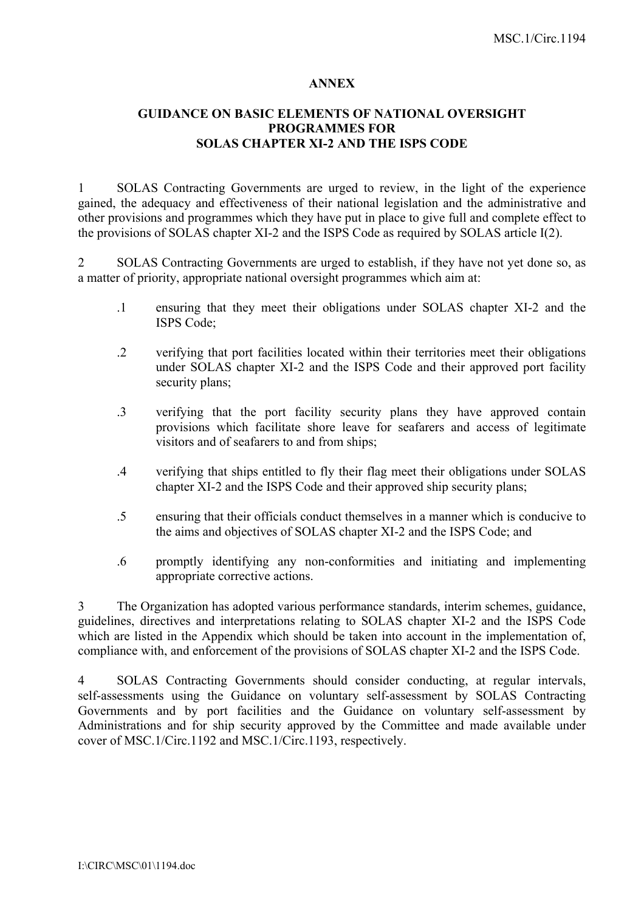## ANNEX

## GUIDANCE ON BASIC ELEMENTS OF NATIONAL OVERSIGHT PROGRAMMES FOR SOLAS CHAPTER XI-2 AND THE ISPS CODE

1 SOLAS Contracting Governments are urged to review, in the light of the experience gained, the adequacy and effectiveness of their national legislation and the administrative and other provisions and programmes which they have put in place to give full and complete effect to the provisions of SOLAS chapter XI-2 and the ISPS Code as required by SOLAS article I(2).

2 SOLAS Contracting Governments are urged to establish, if they have not yet done so, as a matter of priority, appropriate national oversight programmes which aim at:

.1 ensuring that they meet their obligations under SOLAS chapter XI-2 and the ISPS Code;

.2 verifying that port facilities located within their territories meet their obligations under SOLAS chapter XI-2 and the ISPS Code and their approved port facility security plans;

.3 verifying that the port facility security plans they have approved contain provisions which facilitate shore leave for seafarers and access of legitimate visitors and of seafarers to and from ships;

.4 verifying that ships entitled to fly their flag meet their obligations under SOLAS chapter XI-2 and the ISPS Code and their approved ship security plans;

.5 ensuring that their officials conduct themselves in a manner which is conducive to the aims and objectives of SOLAS chapter XI-2 and the ISPS Code; and

.6 promptly identifying any non-conformities and initiating and implementing appropriate corrective actions.

3 The Organization has adopted various performance standards, interim schemes, guidance, guidelines, directives and interpretations relating to SOLAS chapter XI-2 and the ISPS Code which are listed in the Appendix which should be taken into account in the implementation of, compliance with, and enforcement of the provisions of SOLAS chapter XI-2 and the ISPS Code.

4 SOLAS Contracting Governments should consider conducting, at regular intervals, self-assessments using the Guidance on voluntary self-assessment by SOLAS Contracting Governments and by port facilities and the Guidance on voluntary self-assessment by Administrations and for ship security approved by the Committee and made available under cover of MSC.1/Circ.1192 and MSC.1/Circ.1193, respectively.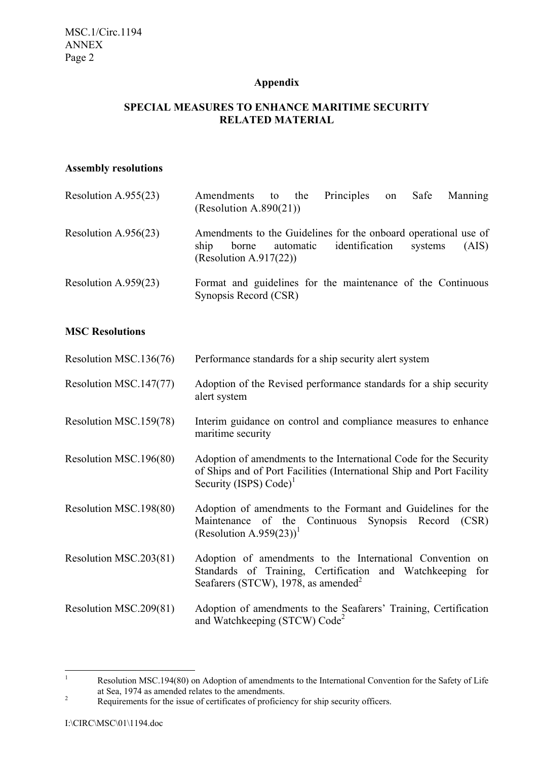## Appendix

## SPECIAL MEASURES TO ENHANCE MARITIME SECURITY RELATED MATERIAL

**Assembly resolutions**

| | |
|---|---|
| Resolution A.955(23) | Amendments to the Principles on Safe Manning (Resolution A.890(21)) |
| Resolution A.956(23) | Amendments to the Guidelines for the onboard operational use of ship borne automatic identification systems (AIS) (Resolution A.917(22)) |
| Resolution A.959(23) | Format and guidelines for the maintenance of the Continuous Synopsis Record (CSR) |

**MSC Resolutions**

| | |
|---|---|
| Resolution MSC.136(76) | Performance standards for a ship security alert system |
| Resolution MSC.147(77) | Adoption of the Revised performance standards for a ship security alert system |
| Resolution MSC.159(78) | Interim guidance on control and compliance measures to enhance maritime security |
| Resolution MSC.196(80) | Adoption of amendments to the International Code for the Security of Ships and of Port Facilities (International Ship and Port Facility Security (ISPS) Code)[1] |
| Resolution MSC.198(80) | Adoption of amendments to the Formant and Guidelines for the Maintenance of the Continuous Synopsis Record (CSR) (Resolution A.959(23))[1] |
| Resolution MSC.203(81) | Adoption of amendments to the International Convention on Standards of Training, Certification and Watchkeeping for Seafarers (STCW), 1978, as amended[2] |
| Resolution MSC.209(81) | Adoption of amendments to the Seafarers' Training, Certification and Watchkeeping (STCW) Code[2] |

---

[1] Resolution MSC.194(80) on Adoption of amendments to the International Convention for the Safety of Life at Sea, 1974 as amended relates to the amendments.

[2] Requirements for the issue of certificates of proficiency for ship security officers.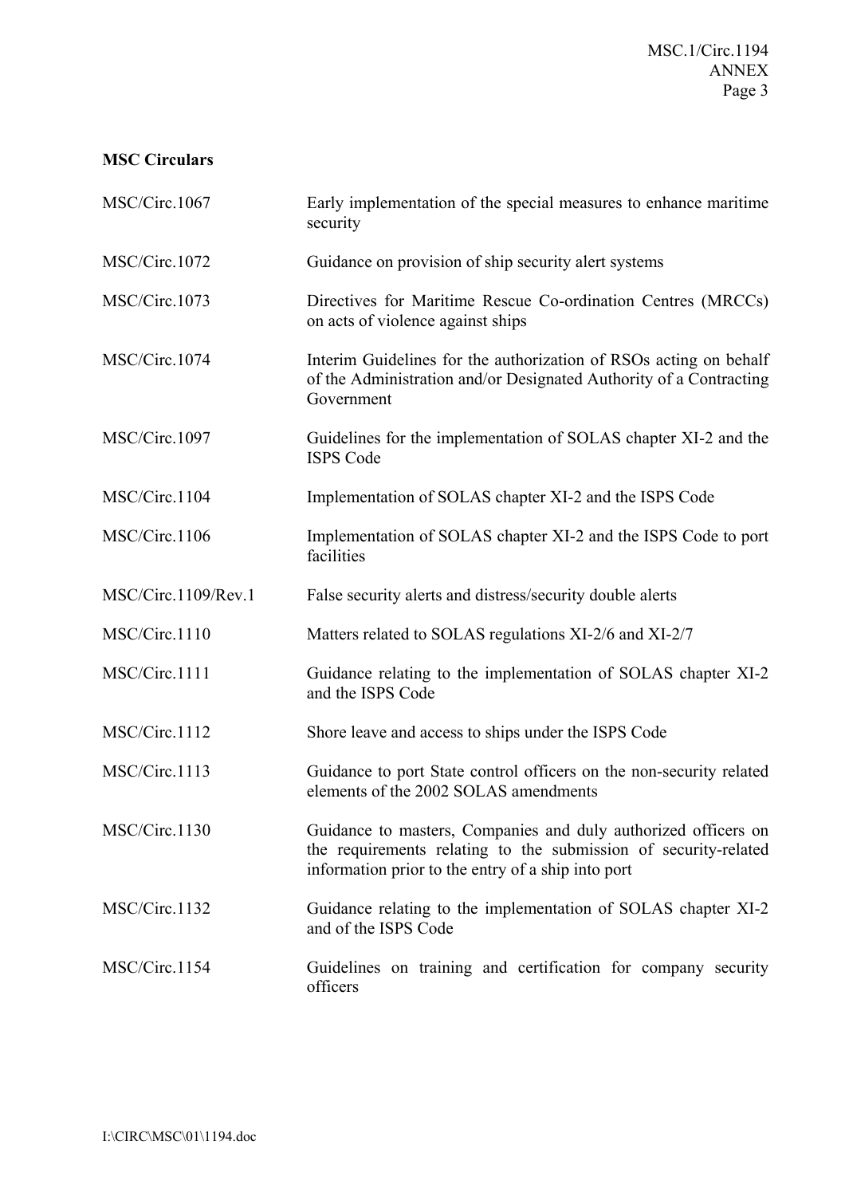**MSC Circulars**

| | |
|---|---|
| MSC/Circ.1067 | Early implementation of the special measures to enhance maritime security |
| MSC/Circ.1072 | Guidance on provision of ship security alert systems |
| MSC/Circ.1073 | Directives for Maritime Rescue Co-ordination Centres (MRCCs) on acts of violence against ships |
| MSC/Circ.1074 | Interim Guidelines for the authorization of RSOs acting on behalf of the Administration and/or Designated Authority of a Contracting Government |
| MSC/Circ.1097 | Guidelines for the implementation of SOLAS chapter XI-2 and the ISPS Code |
| MSC/Circ.1104 | Implementation of SOLAS chapter XI-2 and the ISPS Code |
| MSC/Circ.1106 | Implementation of SOLAS chapter XI-2 and the ISPS Code to port facilities |
| MSC/Circ.1109/Rev.1 | False security alerts and distress/security double alerts |
| MSC/Circ.1110 | Matters related to SOLAS regulations XI-2/6 and XI-2/7 |
| MSC/Circ.1111 | Guidance relating to the implementation of SOLAS chapter XI-2 and the ISPS Code |
| MSC/Circ.1112 | Shore leave and access to ships under the ISPS Code |
| MSC/Circ.1113 | Guidance to port State control officers on the non-security related elements of the 2002 SOLAS amendments |
| MSC/Circ.1130 | Guidance to masters, Companies and duly authorized officers on the requirements relating to the submission of security-related information prior to the entry of a ship into port |
| MSC/Circ.1132 | Guidance relating to the implementation of SOLAS chapter XI-2 and of the ISPS Code |
| MSC/Circ.1154 | Guidelines on training and certification for company security officers |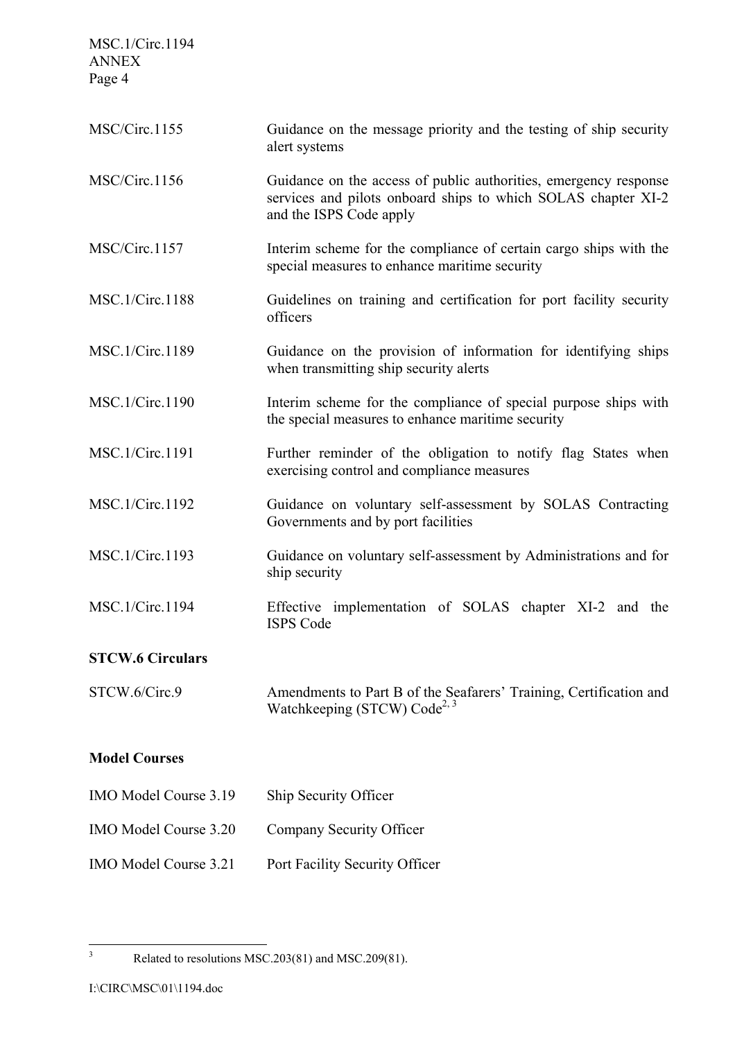| | |
|---|---|
| MSC/Circ.1155 | Guidance on the message priority and the testing of ship security alert systems |
| MSC/Circ.1156 | Guidance on the access of public authorities, emergency response services and pilots onboard ships to which SOLAS chapter XI-2 and the ISPS Code apply |
| MSC/Circ.1157 | Interim scheme for the compliance of certain cargo ships with the special measures to enhance maritime security |
| MSC.1/Circ.1188 | Guidelines on training and certification for port facility security officers |
| MSC.1/Circ.1189 | Guidance on the provision of information for identifying ships when transmitting ship security alerts |
| MSC.1/Circ.1190 | Interim scheme for the compliance of special purpose ships with the special measures to enhance maritime security |
| MSC.1/Circ.1191 | Further reminder of the obligation to notify flag States when exercising control and compliance measures |
| MSC.1/Circ.1192 | Guidance on voluntary self-assessment by SOLAS Contracting Governments and by port facilities |
| MSC.1/Circ.1193 | Guidance on voluntary self-assessment by Administrations and for ship security |
| MSC.1/Circ.1194 | Effective implementation of SOLAS chapter XI-2 and the ISPS Code |

**STCW.6 Circulars**

| | |
|---|---|
| STCW.6/Circ.9 | Amendments to Part B of the Seafarers' Training, Certification and Watchkeeping (STCW) Code[2, 3] |

**Model Courses**

| | |
|---|---|
| IMO Model Course 3.19 | Ship Security Officer |
| IMO Model Course 3.20 | Company Security Officer |
| IMO Model Course 3.21 | Port Facility Security Officer |

---

[3] Related to resolutions MSC.203(81) and MSC.209(81).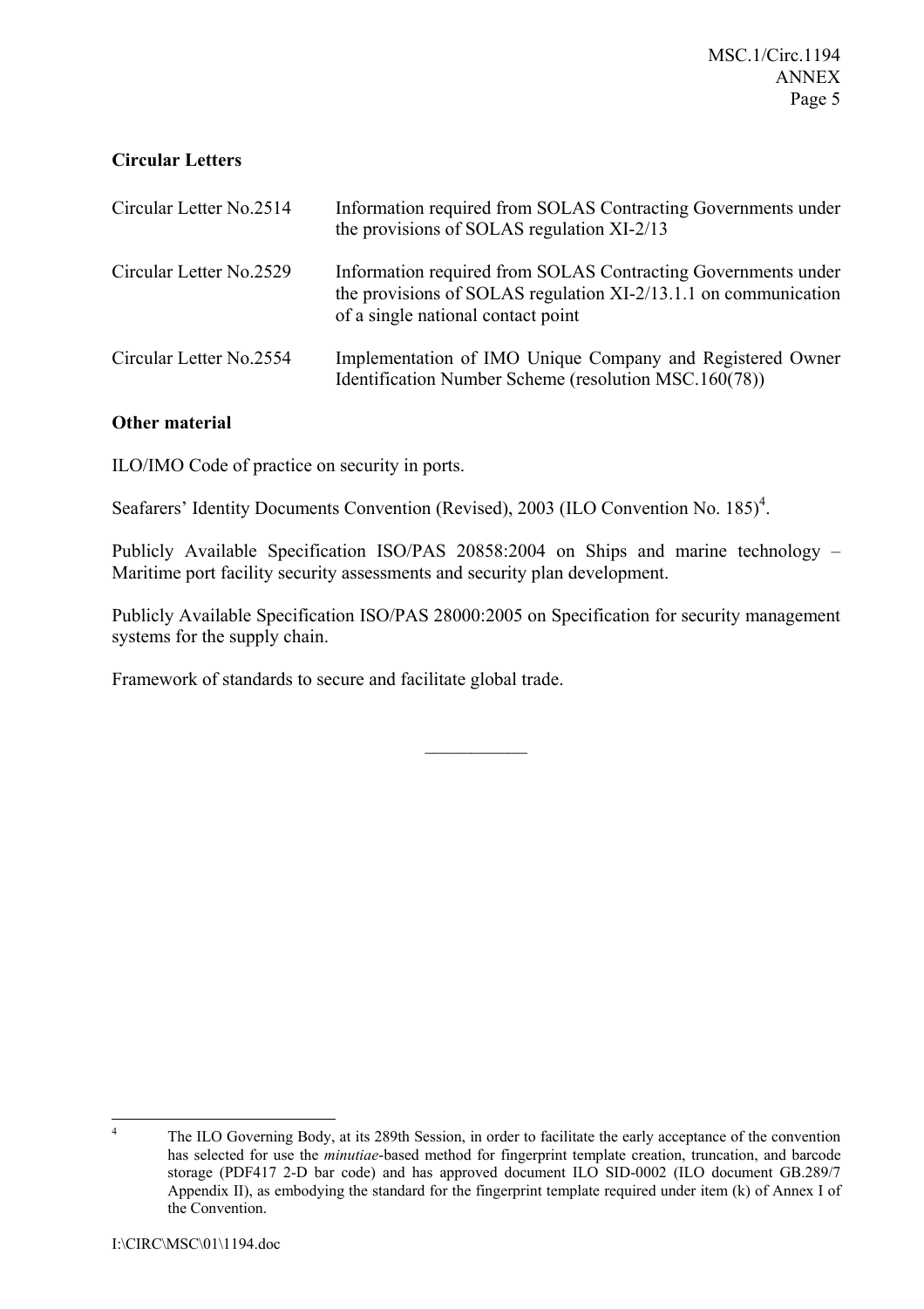**Circular Letters**

| | |
|---|---|
| Circular Letter No.2514 | Information required from SOLAS Contracting Governments under the provisions of SOLAS regulation XI-2/13 |
| Circular Letter No.2529 | Information required from SOLAS Contracting Governments under the provisions of SOLAS regulation XI-2/13.1.1 on communication of a single national contact point |
| Circular Letter No.2554 | Implementation of IMO Unique Company and Registered Owner Identification Number Scheme (resolution MSC.160(78)) |

**Other material**

ILO/IMO Code of practice on security in ports.

Seafarers' Identity Documents Convention (Revised), 2003 (ILO Convention No. 185)[4].

Publicly Available Specification ISO/PAS 20858:2004 on Ships and marine technology – Maritime port facility security assessments and security plan development.

Publicly Available Specification ISO/PAS 28000:2005 on Specification for security management systems for the supply chain.

Framework of standards to secure and facilitate global trade.

___________

[4] The ILO Governing Body, at its 289th Session, in order to facilitate the early acceptance of the convention has selected for use the *minutiae*-based method for fingerprint template creation, truncation, and barcode storage (PDF417 2-D bar code) and has approved document ILO SID-0002 (ILO document GB.289/7 Appendix II), as embodying the standard for the fingerprint template required under item (k) of Annex I of the Convention.